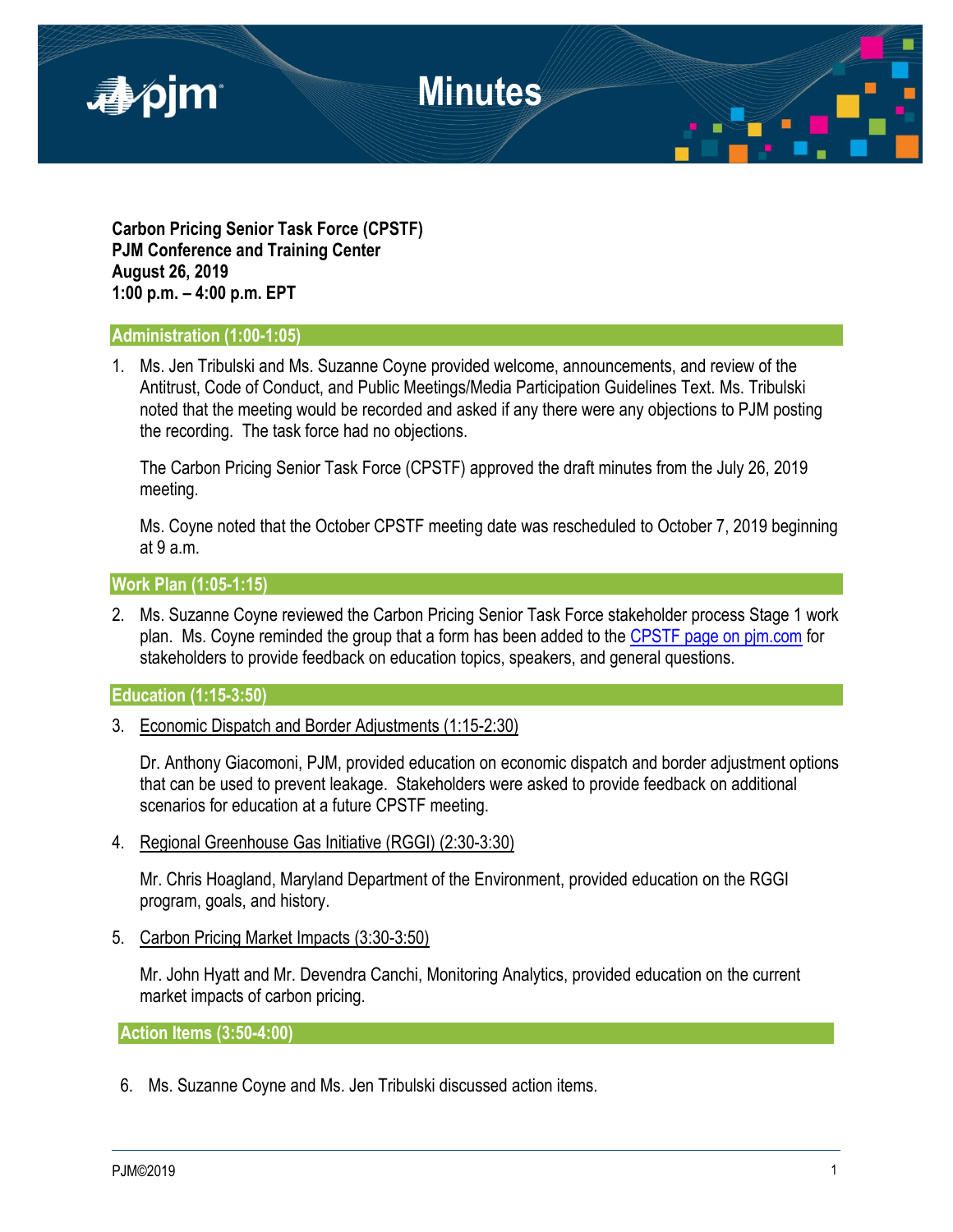# Minutes

**Carbon Pricing Senior Task Force (CPSTF)**
**PJM Conference and Training Center**
**August 26, 2019**
**1:00 p.m. – 4:00 p.m. EPT**

## Administration (1:00-1:05)

1. Ms. Jen Tribulski and Ms. Suzanne Coyne provided welcome, announcements, and review of the Antitrust, Code of Conduct, and Public Meetings/Media Participation Guidelines Text. Ms. Tribulski noted that the meeting would be recorded and asked if any there were any objections to PJM posting the recording. The task force had no objections.

   The Carbon Pricing Senior Task Force (CPSTF) approved the draft minutes from the July 26, 2019 meeting.

   Ms. Coyne noted that the October CPSTF meeting date was rescheduled to October 7, 2019 beginning at 9 a.m.

## Work Plan (1:05-1:15)

2. Ms. Suzanne Coyne reviewed the Carbon Pricing Senior Task Force stakeholder process Stage 1 work plan. Ms. Coyne reminded the group that a form has been added to the CPSTF page on pjm.com for stakeholders to provide feedback on education topics, speakers, and general questions.

## Education (1:15-3:50)

3. Economic Dispatch and Border Adjustments (1:15-2:30)

   Dr. Anthony Giacomoni, PJM, provided education on economic dispatch and border adjustment options that can be used to prevent leakage. Stakeholders were asked to provide feedback on additional scenarios for education at a future CPSTF meeting.

4. Regional Greenhouse Gas Initiative (RGGI) (2:30-3:30)

   Mr. Chris Hoagland, Maryland Department of the Environment, provided education on the RGGI program, goals, and history.

5. Carbon Pricing Market Impacts (3:30-3:50)

   Mr. John Hyatt and Mr. Devendra Canchi, Monitoring Analytics, provided education on the current market impacts of carbon pricing.

## Action Items (3:50-4:00)

6. Ms. Suzanne Coyne and Ms. Jen Tribulski discussed action items.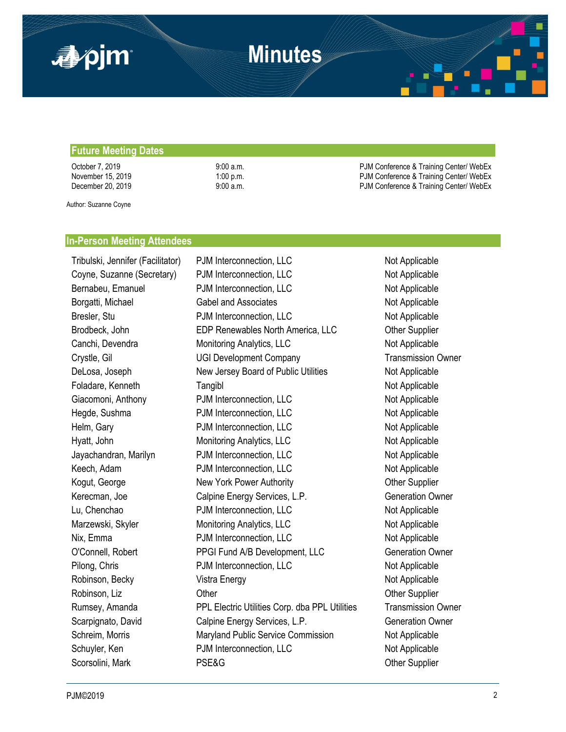## Future Meeting Dates

| | | |
|---|---|---|
| October 7, 2019 | 9:00 a.m. | PJM Conference & Training Center/ WebEx |
| November 15, 2019 | 1:00 p.m. | PJM Conference & Training Center/ WebEx |
| December 20, 2019 | 9:00 a.m. | PJM Conference & Training Center/ WebEx |

Author: Suzanne Coyne

## In-Person Meeting Attendees

| | | |
|---|---|---|
| Tribulski, Jennifer (Facilitator) | PJM Interconnection, LLC | Not Applicable |
| Coyne, Suzanne (Secretary) | PJM Interconnection, LLC | Not Applicable |
| Bernabeu, Emanuel | PJM Interconnection, LLC | Not Applicable |
| Borgatti, Michael | Gabel and Associates | Not Applicable |
| Bresler, Stu | PJM Interconnection, LLC | Not Applicable |
| Brodbeck, John | EDP Renewables North America, LLC | Other Supplier |
| Canchi, Devendra | Monitoring Analytics, LLC | Not Applicable |
| Crystle, Gil | UGI Development Company | Transmission Owner |
| DeLosa, Joseph | New Jersey Board of Public Utilities | Not Applicable |
| Foladare, Kenneth | Tangibl | Not Applicable |
| Giacomoni, Anthony | PJM Interconnection, LLC | Not Applicable |
| Hegde, Sushma | PJM Interconnection, LLC | Not Applicable |
| Helm, Gary | PJM Interconnection, LLC | Not Applicable |
| Hyatt, John | Monitoring Analytics, LLC | Not Applicable |
| Jayachandran, Marilyn | PJM Interconnection, LLC | Not Applicable |
| Keech, Adam | PJM Interconnection, LLC | Not Applicable |
| Kogut, George | New York Power Authority | Other Supplier |
| Kerecman, Joe | Calpine Energy Services, L.P. | Generation Owner |
| Lu, Chenchao | PJM Interconnection, LLC | Not Applicable |
| Marzewski, Skyler | Monitoring Analytics, LLC | Not Applicable |
| Nix, Emma | PJM Interconnection, LLC | Not Applicable |
| O'Connell, Robert | PPGI Fund A/B Development, LLC | Generation Owner |
| Pilong, Chris | PJM Interconnection, LLC | Not Applicable |
| Robinson, Becky | Vistra Energy | Not Applicable |
| Robinson, Liz | Other | Other Supplier |
| Rumsey, Amanda | PPL Electric Utilities Corp. dba PPL Utilities | Transmission Owner |
| Scarpignato, David | Calpine Energy Services, L.P. | Generation Owner |
| Schreim, Morris | Maryland Public Service Commission | Not Applicable |
| Schuyler, Ken | PJM Interconnection, LLC | Not Applicable |
| Scorsolini, Mark | PSE&G | Other Supplier |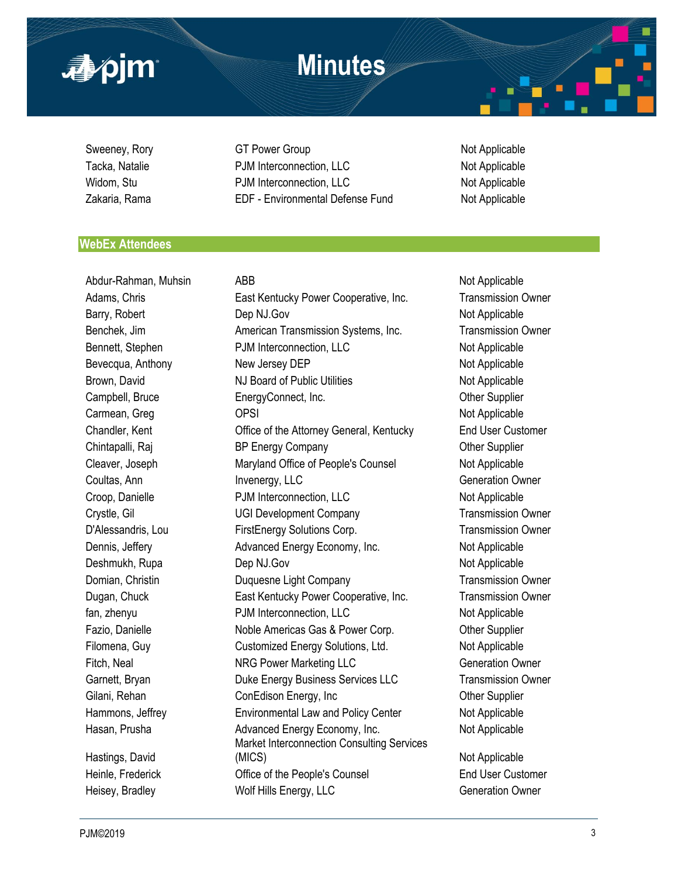| | | |
|---|---|---|
| Sweeney, Rory | GT Power Group | Not Applicable |
| Tacka, Natalie | PJM Interconnection, LLC | Not Applicable |
| Widom, Stu | PJM Interconnection, LLC | Not Applicable |
| Zakaria, Rama | EDF - Environmental Defense Fund | Not Applicable |

## WebEx Attendees

| | | |
|---|---|---|
| Abdur-Rahman, Muhsin | ABB | Not Applicable |
| Adams, Chris | East Kentucky Power Cooperative, Inc. | Transmission Owner |
| Barry, Robert | Dep NJ.Gov | Not Applicable |
| Benchek, Jim | American Transmission Systems, Inc. | Transmission Owner |
| Bennett, Stephen | PJM Interconnection, LLC | Not Applicable |
| Bevecqua, Anthony | New Jersey DEP | Not Applicable |
| Brown, David | NJ Board of Public Utilities | Not Applicable |
| Campbell, Bruce | EnergyConnect, Inc. | Other Supplier |
| Carmean, Greg | OPSI | Not Applicable |
| Chandler, Kent | Office of the Attorney General, Kentucky | End User Customer |
| Chintapalli, Raj | BP Energy Company | Other Supplier |
| Cleaver, Joseph | Maryland Office of People's Counsel | Not Applicable |
| Coultas, Ann | Invenergy, LLC | Generation Owner |
| Croop, Danielle | PJM Interconnection, LLC | Not Applicable |
| Crystle, Gil | UGI Development Company | Transmission Owner |
| D'Alessandris, Lou | FirstEnergy Solutions Corp. | Transmission Owner |
| Dennis, Jeffery | Advanced Energy Economy, Inc. | Not Applicable |
| Deshmukh, Rupa | Dep NJ.Gov | Not Applicable |
| Domian, Christin | Duquesne Light Company | Transmission Owner |
| Dugan, Chuck | East Kentucky Power Cooperative, Inc. | Transmission Owner |
| fan, zhenyu | PJM Interconnection, LLC | Not Applicable |
| Fazio, Danielle | Noble Americas Gas & Power Corp. | Other Supplier |
| Filomena, Guy | Customized Energy Solutions, Ltd. | Not Applicable |
| Fitch, Neal | NRG Power Marketing LLC | Generation Owner |
| Garnett, Bryan | Duke Energy Business Services LLC | Transmission Owner |
| Gilani, Rehan | ConEdison Energy, Inc | Other Supplier |
| Hammons, Jeffrey | Environmental Law and Policy Center | Not Applicable |
| Hasan, Prusha | Advanced Energy Economy, Inc. | Not Applicable |
| Hastings, David | Market Interconnection Consulting Services (MICS) | Not Applicable |
| Heinle, Frederick | Office of the People's Counsel | End User Customer |
| Heisey, Bradley | Wolf Hills Energy, LLC | Generation Owner |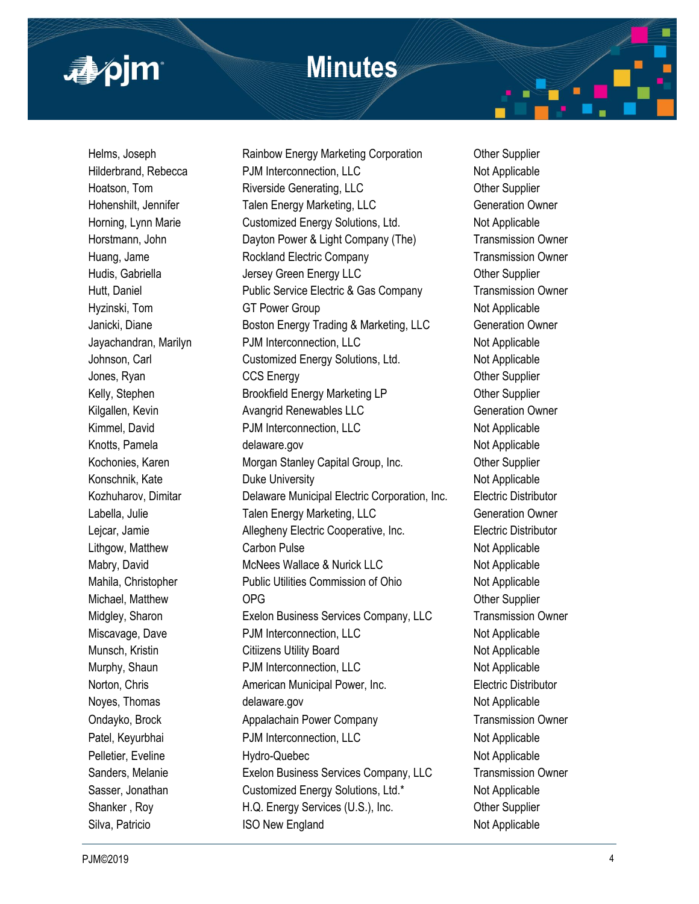| | | |
|---|---|---|
| Helms, Joseph | Rainbow Energy Marketing Corporation | Other Supplier |
| Hilderbrand, Rebecca | PJM Interconnection, LLC | Not Applicable |
| Hoatson, Tom | Riverside Generating, LLC | Other Supplier |
| Hohenshilt, Jennifer | Talen Energy Marketing, LLC | Generation Owner |
| Horning, Lynn Marie | Customized Energy Solutions, Ltd. | Not Applicable |
| Horstmann, John | Dayton Power & Light Company (The) | Transmission Owner |
| Huang, Jame | Rockland Electric Company | Transmission Owner |
| Hudis, Gabriella | Jersey Green Energy LLC | Other Supplier |
| Hutt, Daniel | Public Service Electric & Gas Company | Transmission Owner |
| Hyzinski, Tom | GT Power Group | Not Applicable |
| Janicki, Diane | Boston Energy Trading & Marketing, LLC | Generation Owner |
| Jayachandran, Marilyn | PJM Interconnection, LLC | Not Applicable |
| Johnson, Carl | Customized Energy Solutions, Ltd. | Not Applicable |
| Jones, Ryan | CCS Energy | Other Supplier |
| Kelly, Stephen | Brookfield Energy Marketing LP | Other Supplier |
| Kilgallen, Kevin | Avangrid Renewables LLC | Generation Owner |
| Kimmel, David | PJM Interconnection, LLC | Not Applicable |
| Knotts, Pamela | delaware.gov | Not Applicable |
| Kochonies, Karen | Morgan Stanley Capital Group, Inc. | Other Supplier |
| Konschnik, Kate | Duke University | Not Applicable |
| Kozhuharov, Dimitar | Delaware Municipal Electric Corporation, Inc. | Electric Distributor |
| Labella, Julie | Talen Energy Marketing, LLC | Generation Owner |
| Lejcar, Jamie | Allegheny Electric Cooperative, Inc. | Electric Distributor |
| Lithgow, Matthew | Carbon Pulse | Not Applicable |
| Mabry, David | McNees Wallace & Nurick LLC | Not Applicable |
| Mahila, Christopher | Public Utilities Commission of Ohio | Not Applicable |
| Michael, Matthew | OPG | Other Supplier |
| Midgley, Sharon | Exelon Business Services Company, LLC | Transmission Owner |
| Miscavage, Dave | PJM Interconnection, LLC | Not Applicable |
| Munsch, Kristin | Citiizens Utility Board | Not Applicable |
| Murphy, Shaun | PJM Interconnection, LLC | Not Applicable |
| Norton, Chris | American Municipal Power, Inc. | Electric Distributor |
| Noyes, Thomas | delaware.gov | Not Applicable |
| Ondayko, Brock | Appalachain Power Company | Transmission Owner |
| Patel, Keyurbhai | PJM Interconnection, LLC | Not Applicable |
| Pelletier, Eveline | Hydro-Quebec | Not Applicable |
| Sanders, Melanie | Exelon Business Services Company, LLC | Transmission Owner |
| Sasser, Jonathan | Customized Energy Solutions, Ltd.* | Not Applicable |
| Shanker , Roy | H.Q. Energy Services (U.S.), Inc. | Other Supplier |
| Silva, Patricio | ISO New England | Not Applicable |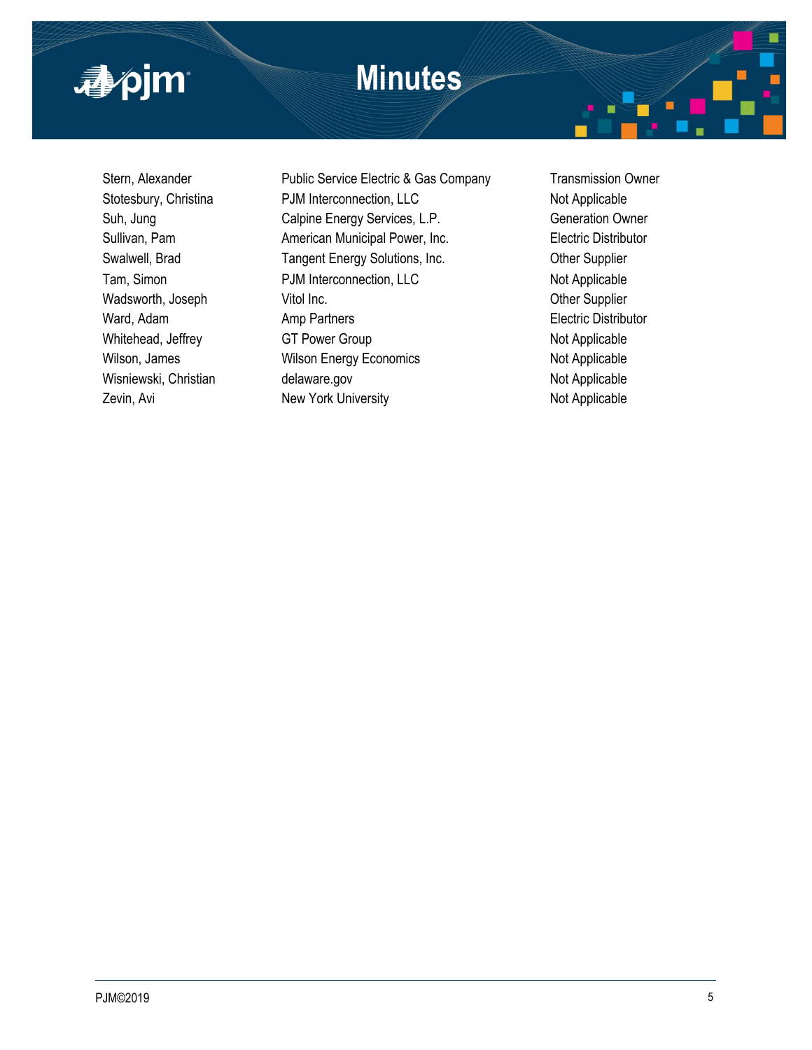| | | |
|---|---|---|
| Stern, Alexander | Public Service Electric & Gas Company | Transmission Owner |
| Stotesbury, Christina | PJM Interconnection, LLC | Not Applicable |
| Suh, Jung | Calpine Energy Services, L.P. | Generation Owner |
| Sullivan, Pam | American Municipal Power, Inc. | Electric Distributor |
| Swalwell, Brad | Tangent Energy Solutions, Inc. | Other Supplier |
| Tam, Simon | PJM Interconnection, LLC | Not Applicable |
| Wadsworth, Joseph | Vitol Inc. | Other Supplier |
| Ward, Adam | Amp Partners | Electric Distributor |
| Whitehead, Jeffrey | GT Power Group | Not Applicable |
| Wilson, James | Wilson Energy Economics | Not Applicable |
| Wisniewski, Christian | delaware.gov | Not Applicable |
| Zevin, Avi | New York University | Not Applicable |